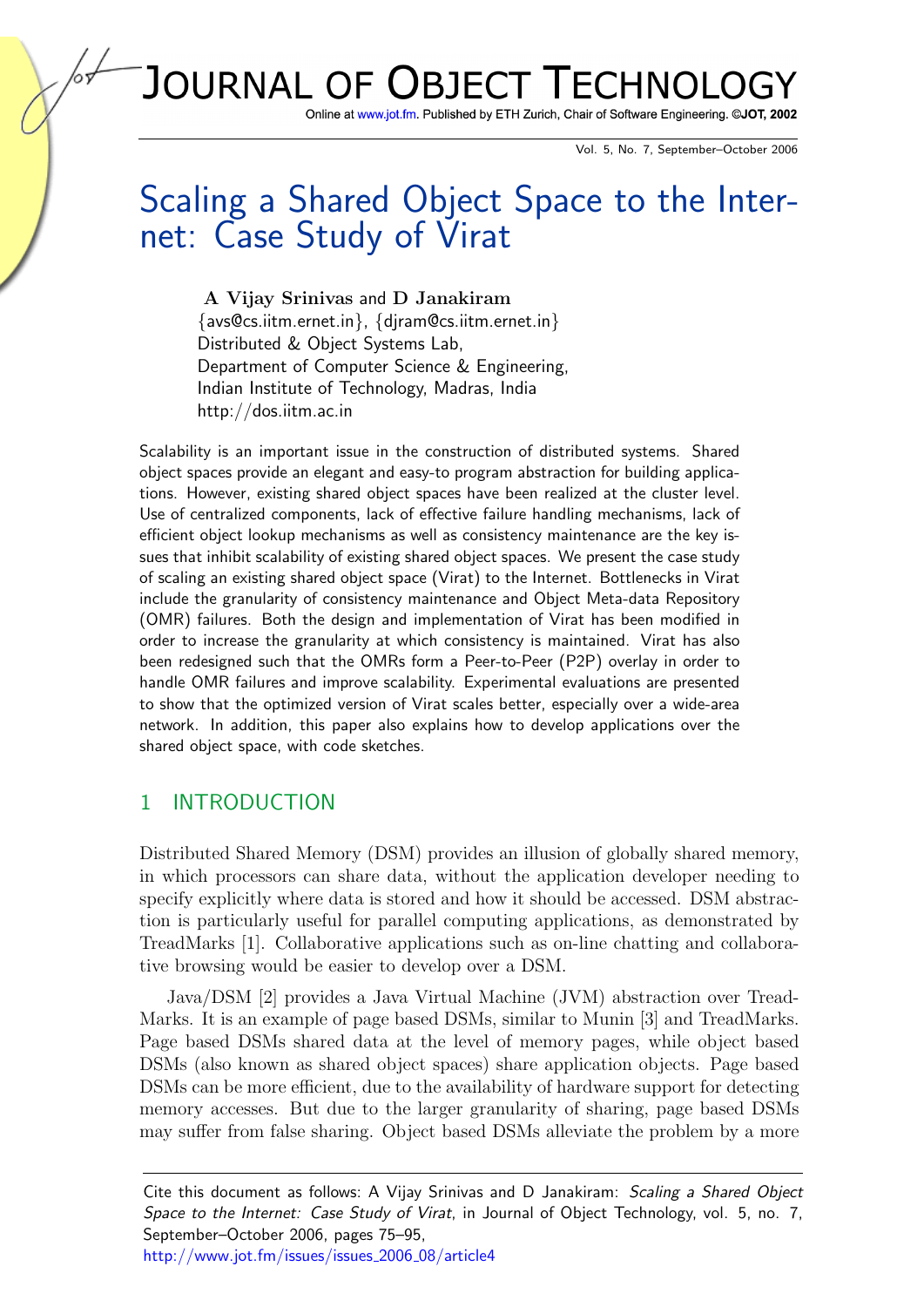# Scaling a Shared Object Space to the Internet: Case Study of Virat

**A Vijay Srinivas** and **D Janakiram**
{avs@cs.iitm.ernet.in}, {djram@cs.iitm.ernet.in}
Distributed & Object Systems Lab,
Department of Computer Science & Engineering,
Indian Institute of Technology, Madras, India
http://dos.iitm.ac.in

Scalability is an important issue in the construction of distributed systems. Shared object spaces provide an elegant and easy-to program abstraction for building applications. However, existing shared object spaces have been realized at the cluster level. Use of centralized components, lack of effective failure handling mechanisms, lack of efficient object lookup mechanisms as well as consistency maintenance are the key issues that inhibit scalability of existing shared object spaces. We present the case study of scaling an existing shared object space (Virat) to the Internet. Bottlenecks in Virat include the granularity of consistency maintenance and Object Meta-data Repository (OMR) failures. Both the design and implementation of Virat has been modified in order to increase the granularity at which consistency is maintained. Virat has also been redesigned such that the OMRs form a Peer-to-Peer (P2P) overlay in order to handle OMR failures and improve scalability. Experimental evaluations are presented to show that the optimized version of Virat scales better, especially over a wide-area network. In addition, this paper also explains how to develop applications over the shared object space, with code sketches.

## 1 INTRODUCTION

Distributed Shared Memory (DSM) provides an illusion of globally shared memory, in which processors can share data, without the application developer needing to specify explicitly where data is stored and how it should be accessed. DSM abstraction is particularly useful for parallel computing applications, as demonstrated by TreadMarks [1]. Collaborative applications such as on-line chatting and collaborative browsing would be easier to develop over a DSM.

Java/DSM [2] provides a Java Virtual Machine (JVM) abstraction over TreadMarks. It is an example of page based DSMs, similar to Munin [3] and TreadMarks. Page based DSMs shared data at the level of memory pages, while object based DSMs (also known as shared object spaces) share application objects. Page based DSMs can be more efficient, due to the availability of hardware support for detecting memory accesses. But due to the larger granularity of sharing, page based DSMs may suffer from false sharing. Object based DSMs alleviate the problem by a more

Cite this document as follows: A Vijay Srinivas and D Janakiram: *Scaling a Shared Object Space to the Internet: Case Study of Virat*, in Journal of Object Technology, vol. 5, no. 7, September–October 2006, pages 75–95, http://www.jot.fm/issues/issues_2006_08/article4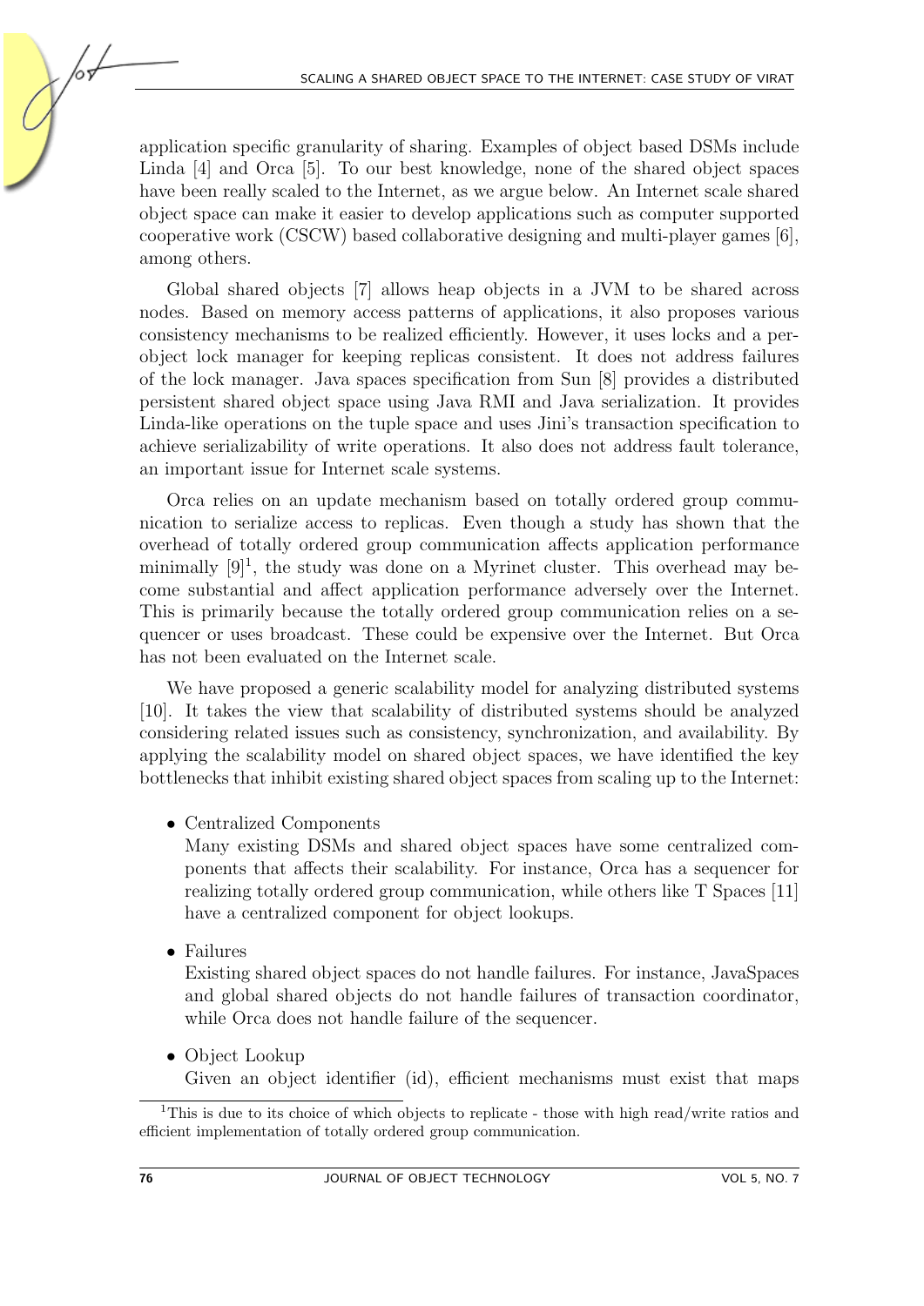application specific granularity of sharing. Examples of object based DSMs include Linda [4] and Orca [5]. To our best knowledge, none of the shared object spaces have been really scaled to the Internet, as we argue below. An Internet scale shared object space can make it easier to develop applications such as computer supported cooperative work (CSCW) based collaborative designing and multi-player games [6], among others.

Global shared objects [7] allows heap objects in a JVM to be shared across nodes. Based on memory access patterns of applications, it also proposes various consistency mechanisms to be realized efficiently. However, it uses locks and a per-object lock manager for keeping replicas consistent. It does not address failures of the lock manager. Java spaces specification from Sun [8] provides a distributed persistent shared object space using Java RMI and Java serialization. It provides Linda-like operations on the tuple space and uses Jini's transaction specification to achieve serializability of write operations. It also does not address fault tolerance, an important issue for Internet scale systems.

Orca relies on an update mechanism based on totally ordered group communication to serialize access to replicas. Even though a study has shown that the overhead of totally ordered group communication affects application performance minimally [9][1], the study was done on a Myrinet cluster. This overhead may become substantial and affect application performance adversely over the Internet. This is primarily because the totally ordered group communication relies on a sequencer or uses broadcast. These could be expensive over the Internet. But Orca has not been evaluated on the Internet scale.

We have proposed a generic scalability model for analyzing distributed systems [10]. It takes the view that scalability of distributed systems should be analyzed considering related issues such as consistency, synchronization, and availability. By applying the scalability model on shared object spaces, we have identified the key bottlenecks that inhibit existing shared object spaces from scaling up to the Internet:

- Centralized Components
  Many existing DSMs and shared object spaces have some centralized components that affects their scalability. For instance, Orca has a sequencer for realizing totally ordered group communication, while others like T Spaces [11] have a centralized component for object lookups.
- Failures
  Existing shared object spaces do not handle failures. For instance, JavaSpaces and global shared objects do not handle failures of transaction coordinator, while Orca does not handle failure of the sequencer.
- Object Lookup
  Given an object identifier (id), efficient mechanisms must exist that maps

[1] This is due to its choice of which objects to replicate - those with high read/write ratios and efficient implementation of totally ordered group communication.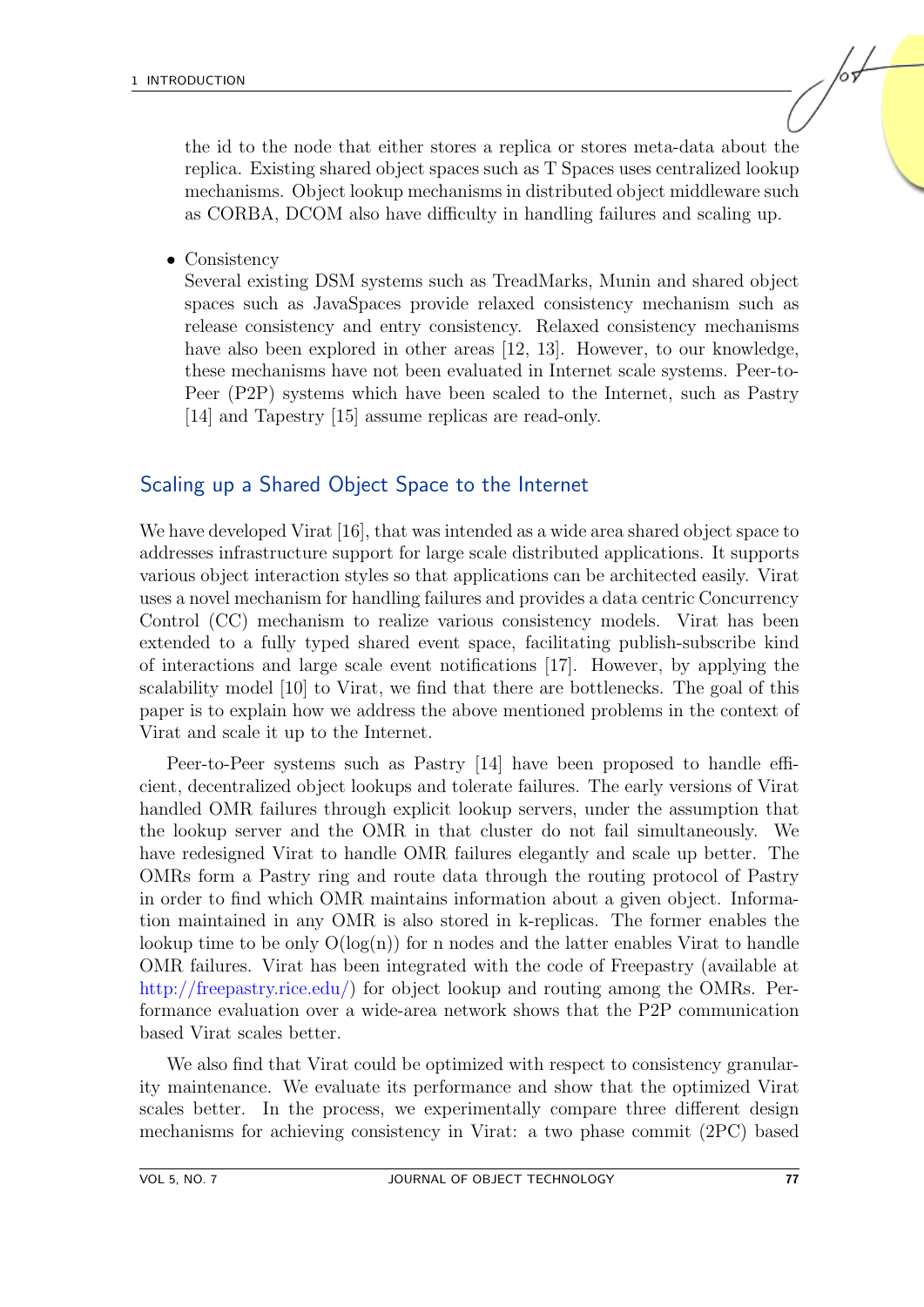the id to the node that either stores a replica or stores meta-data about the replica. Existing shared object spaces such as T Spaces uses centralized lookup mechanisms. Object lookup mechanisms in distributed object middleware such as CORBA, DCOM also have difficulty in handling failures and scaling up.

- Consistency
  Several existing DSM systems such as TreadMarks, Munin and shared object spaces such as JavaSpaces provide relaxed consistency mechanism such as release consistency and entry consistency. Relaxed consistency mechanisms have also been explored in other areas [12, 13]. However, to our knowledge, these mechanisms have not been evaluated in Internet scale systems. Peer-to-Peer (P2P) systems which have been scaled to the Internet, such as Pastry [14] and Tapestry [15] assume replicas are read-only.

## Scaling up a Shared Object Space to the Internet

We have developed Virat [16], that was intended as a wide area shared object space to addresses infrastructure support for large scale distributed applications. It supports various object interaction styles so that applications can be architected easily. Virat uses a novel mechanism for handling failures and provides a data centric Concurrency Control (CC) mechanism to realize various consistency models. Virat has been extended to a fully typed shared event space, facilitating publish-subscribe kind of interactions and large scale event notifications [17]. However, by applying the scalability model [10] to Virat, we find that there are bottlenecks. The goal of this paper is to explain how we address the above mentioned problems in the context of Virat and scale it up to the Internet.

Peer-to-Peer systems such as Pastry [14] have been proposed to handle efficient, decentralized object lookups and tolerate failures. The early versions of Virat handled OMR failures through explicit lookup servers, under the assumption that the lookup server and the OMR in that cluster do not fail simultaneously. We have redesigned Virat to handle OMR failures elegantly and scale up better. The OMRs form a Pastry ring and route data through the routing protocol of Pastry in order to find which OMR maintains information about a given object. Information maintained in any OMR is also stored in k-replicas. The former enables the lookup time to be only O(log(n)) for n nodes and the latter enables Virat to handle OMR failures. Virat has been integrated with the code of Freepastry (available at http://freepastry.rice.edu/) for object lookup and routing among the OMRs. Performance evaluation over a wide-area network shows that the P2P communication based Virat scales better.

We also find that Virat could be optimized with respect to consistency granularity maintenance. We evaluate its performance and show that the optimized Virat scales better. In the process, we experimentally compare three different design mechanisms for achieving consistency in Virat: a two phase commit (2PC) based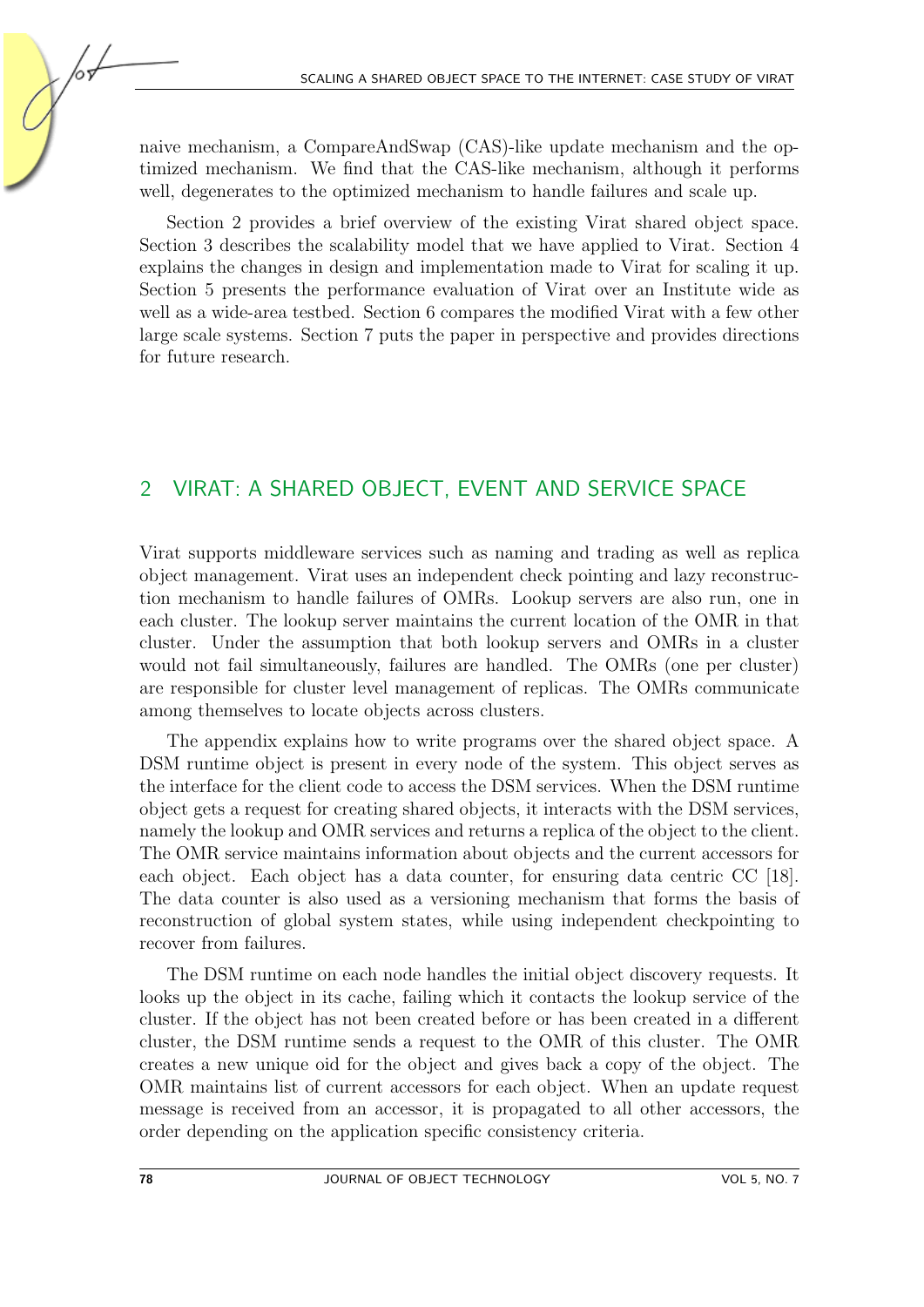naive mechanism, a CompareAndSwap (CAS)-like update mechanism and the optimized mechanism. We find that the CAS-like mechanism, although it performs well, degenerates to the optimized mechanism to handle failures and scale up.

Section 2 provides a brief overview of the existing Virat shared object space. Section 3 describes the scalability model that we have applied to Virat. Section 4 explains the changes in design and implementation made to Virat for scaling it up. Section 5 presents the performance evaluation of Virat over an Institute wide as well as a wide-area testbed. Section 6 compares the modified Virat with a few other large scale systems. Section 7 puts the paper in perspective and provides directions for future research.

## 2 VIRAT: A SHARED OBJECT, EVENT AND SERVICE SPACE

Virat supports middleware services such as naming and trading as well as replica object management. Virat uses an independent check pointing and lazy reconstruction mechanism to handle failures of OMRs. Lookup servers are also run, one in each cluster. The lookup server maintains the current location of the OMR in that cluster. Under the assumption that both lookup servers and OMRs in a cluster would not fail simultaneously, failures are handled. The OMRs (one per cluster) are responsible for cluster level management of replicas. The OMRs communicate among themselves to locate objects across clusters.

The appendix explains how to write programs over the shared object space. A DSM runtime object is present in every node of the system. This object serves as the interface for the client code to access the DSM services. When the DSM runtime object gets a request for creating shared objects, it interacts with the DSM services, namely the lookup and OMR services and returns a replica of the object to the client. The OMR service maintains information about objects and the current accessors for each object. Each object has a data counter, for ensuring data centric CC [18]. The data counter is also used as a versioning mechanism that forms the basis of reconstruction of global system states, while using independent checkpointing to recover from failures.

The DSM runtime on each node handles the initial object discovery requests. It looks up the object in its cache, failing which it contacts the lookup service of the cluster. If the object has not been created before or has been created in a different cluster, the DSM runtime sends a request to the OMR of this cluster. The OMR creates a new unique oid for the object and gives back a copy of the object. The OMR maintains list of current accessors for each object. When an update request message is received from an accessor, it is propagated to all other accessors, the order depending on the application specific consistency criteria.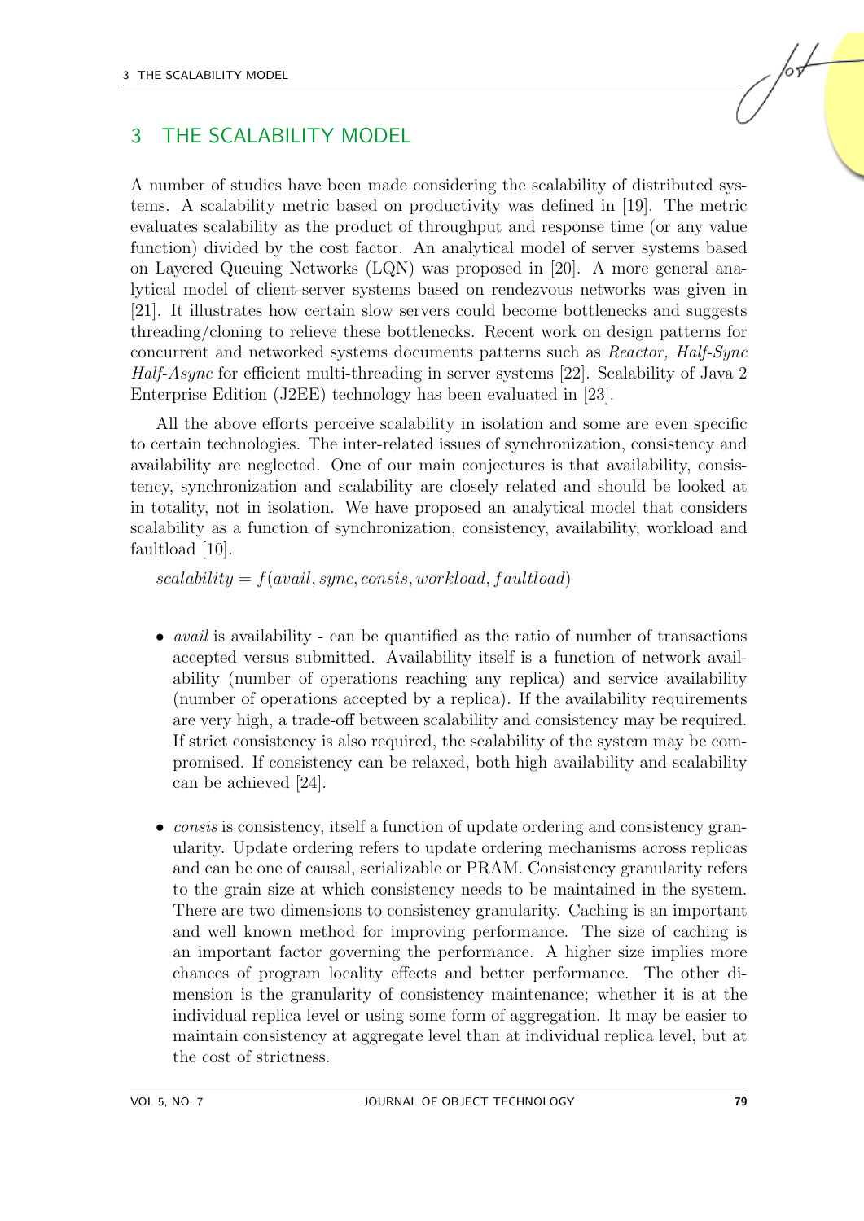# 3 THE SCALABILITY MODEL

A number of studies have been made considering the scalability of distributed systems. A scalability metric based on productivity was defined in [19]. The metric evaluates scalability as the product of throughput and response time (or any value function) divided by the cost factor. An analytical model of server systems based on Layered Queuing Networks (LQN) was proposed in [20]. A more general analytical model of client-server systems based on rendezvous networks was given in [21]. It illustrates how certain slow servers could become bottlenecks and suggests threading/cloning to relieve these bottlenecks. Recent work on design patterns for concurrent and networked systems documents patterns such as *Reactor, Half-Sync Half-Async* for efficient multi-threading in server systems [22]. Scalability of Java 2 Enterprise Edition (J2EE) technology has been evaluated in [23].

All the above efforts perceive scalability in isolation and some are even specific to certain technologies. The inter-related issues of synchronization, consistency and availability are neglected. One of our main conjectures is that availability, consistency, synchronization and scalability are closely related and should be looked at in totality, not in isolation. We have proposed an analytical model that considers scalability as a function of synchronization, consistency, availability, workload and faultload [10].

$scalability = f(avail, sync, consis, workload, faultload)$

- *avail* is availability - can be quantified as the ratio of number of transactions accepted versus submitted. Availability itself is a function of network availability (number of operations reaching any replica) and service availability (number of operations accepted by a replica). If the availability requirements are very high, a trade-off between scalability and consistency may be required. If strict consistency is also required, the scalability of the system may be compromised. If consistency can be relaxed, both high availability and scalability can be achieved [24].

- *consis* is consistency, itself a function of update ordering and consistency granularity. Update ordering refers to update ordering mechanisms across replicas and can be one of causal, serializable or PRAM. Consistency granularity refers to the grain size at which consistency needs to be maintained in the system. There are two dimensions to consistency granularity. Caching is an important and well known method for improving performance. The size of caching is an important factor governing the performance. A higher size implies more chances of program locality effects and better performance. The other dimension is the granularity of consistency maintenance; whether it is at the individual replica level or using some form of aggregation. It may be easier to maintain consistency at aggregate level than at individual replica level, but at the cost of strictness.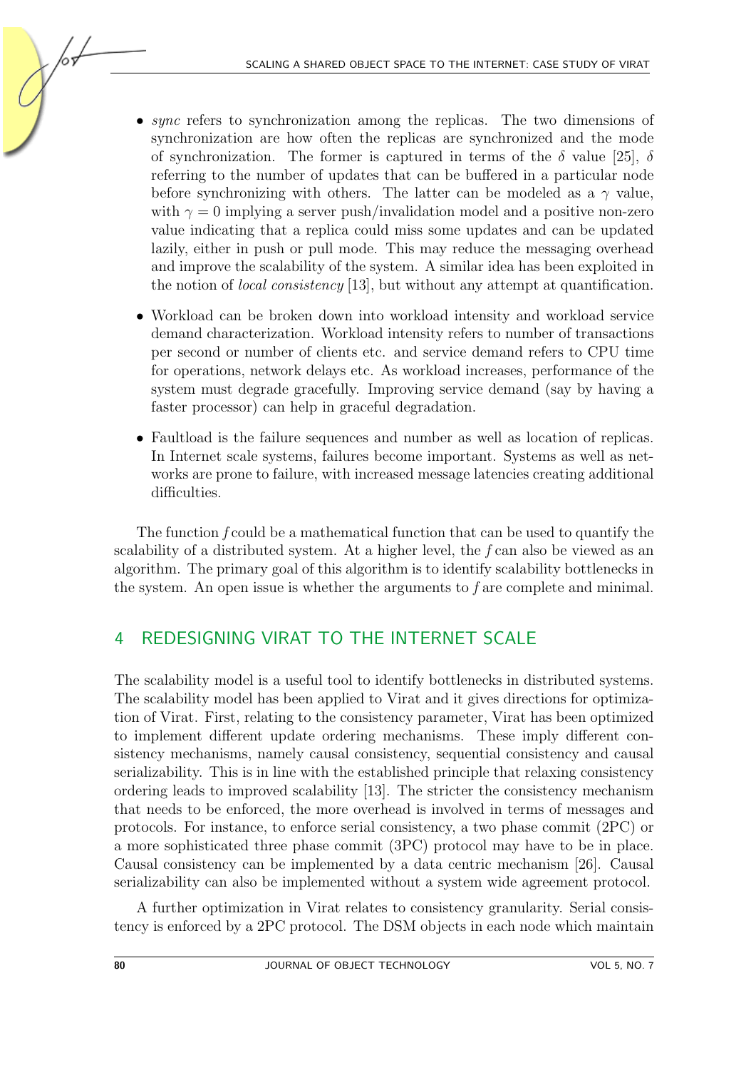- *sync* refers to synchronization among the replicas. The two dimensions of synchronization are how often the replicas are synchronized and the mode of synchronization. The former is captured in terms of the $\delta$ value [25], $\delta$ referring to the number of updates that can be buffered in a particular node before synchronizing with others. The latter can be modeled as a $\gamma$ value, with $\gamma = 0$ implying a server push/invalidation model and a positive non-zero value indicating that a replica could miss some updates and can be updated lazily, either in push or pull mode. This may reduce the messaging overhead and improve the scalability of the system. A similar idea has been exploited in the notion of *local consistency* [13], but without any attempt at quantification.

- Workload can be broken down into workload intensity and workload service demand characterization. Workload intensity refers to number of transactions per second or number of clients etc. and service demand refers to CPU time for operations, network delays etc. As workload increases, performance of the system must degrade gracefully. Improving service demand (say by having a faster processor) can help in graceful degradation.

- Faultload is the failure sequences and number as well as location of replicas. In Internet scale systems, failures become important. Systems as well as networks are prone to failure, with increased message latencies creating additional difficulties.

The function $f$ could be a mathematical function that can be used to quantify the scalability of a distributed system. At a higher level, the $f$ can also be viewed as an algorithm. The primary goal of this algorithm is to identify scalability bottlenecks in the system. An open issue is whether the arguments to $f$ are complete and minimal.

## 4 REDESIGNING VIRAT TO THE INTERNET SCALE

The scalability model is a useful tool to identify bottlenecks in distributed systems. The scalability model has been applied to Virat and it gives directions for optimization of Virat. First, relating to the consistency parameter, Virat has been optimized to implement different update ordering mechanisms. These imply different consistency mechanisms, namely causal consistency, sequential consistency and causal serializability. This is in line with the established principle that relaxing consistency ordering leads to improved scalability [13]. The stricter the consistency mechanism that needs to be enforced, the more overhead is involved in terms of messages and protocols. For instance, to enforce serial consistency, a two phase commit (2PC) or a more sophisticated three phase commit (3PC) protocol may have to be in place. Causal consistency can be implemented by a data centric mechanism [26]. Causal serializability can also be implemented without a system wide agreement protocol.

A further optimization in Virat relates to consistency granularity. Serial consistency is enforced by a 2PC protocol. The DSM objects in each node which maintain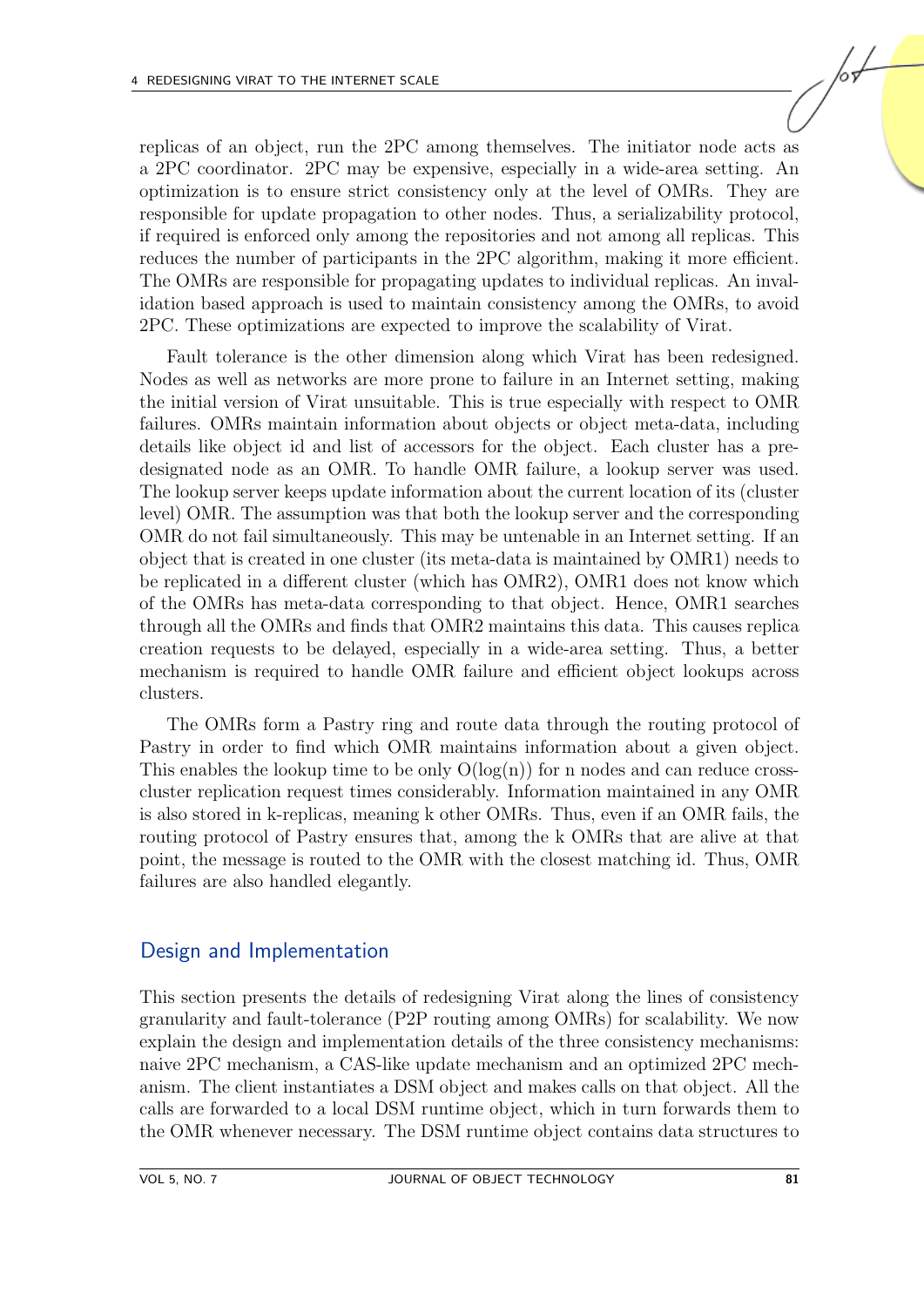replicas of an object, run the 2PC among themselves. The initiator node acts as a 2PC coordinator. 2PC may be expensive, especially in a wide-area setting. An optimization is to ensure strict consistency only at the level of OMRs. They are responsible for update propagation to other nodes. Thus, a serializability protocol, if required is enforced only among the repositories and not among all replicas. This reduces the number of participants in the 2PC algorithm, making it more efficient. The OMRs are responsible for propagating updates to individual replicas. An invalidation based approach is used to maintain consistency among the OMRs, to avoid 2PC. These optimizations are expected to improve the scalability of Virat.

Fault tolerance is the other dimension along which Virat has been redesigned. Nodes as well as networks are more prone to failure in an Internet setting, making the initial version of Virat unsuitable. This is true especially with respect to OMR failures. OMRs maintain information about objects or object meta-data, including details like object id and list of accessors for the object. Each cluster has a pre-designated node as an OMR. To handle OMR failure, a lookup server was used. The lookup server keeps update information about the current location of its (cluster level) OMR. The assumption was that both the lookup server and the corresponding OMR do not fail simultaneously. This may be untenable in an Internet setting. If an object that is created in one cluster (its meta-data is maintained by OMR1) needs to be replicated in a different cluster (which has OMR2), OMR1 does not know which of the OMRs has meta-data corresponding to that object. Hence, OMR1 searches through all the OMRs and finds that OMR2 maintains this data. This causes replica creation requests to be delayed, especially in a wide-area setting. Thus, a better mechanism is required to handle OMR failure and efficient object lookups across clusters.

The OMRs form a Pastry ring and route data through the routing protocol of Pastry in order to find which OMR maintains information about a given object. This enables the lookup time to be only $O(\log(n))$ for n nodes and can reduce cross-cluster replication request times considerably. Information maintained in any OMR is also stored in k-replicas, meaning k other OMRs. Thus, even if an OMR fails, the routing protocol of Pastry ensures that, among the k OMRs that are alive at that point, the message is routed to the OMR with the closest matching id. Thus, OMR failures are also handled elegantly.

## Design and Implementation

This section presents the details of redesigning Virat along the lines of consistency granularity and fault-tolerance (P2P routing among OMRs) for scalability. We now explain the design and implementation details of the three consistency mechanisms: naive 2PC mechanism, a CAS-like update mechanism and an optimized 2PC mechanism. The client instantiates a DSM object and makes calls on that object. All the calls are forwarded to a local DSM runtime object, which in turn forwards them to the OMR whenever necessary. The DSM runtime object contains data structures to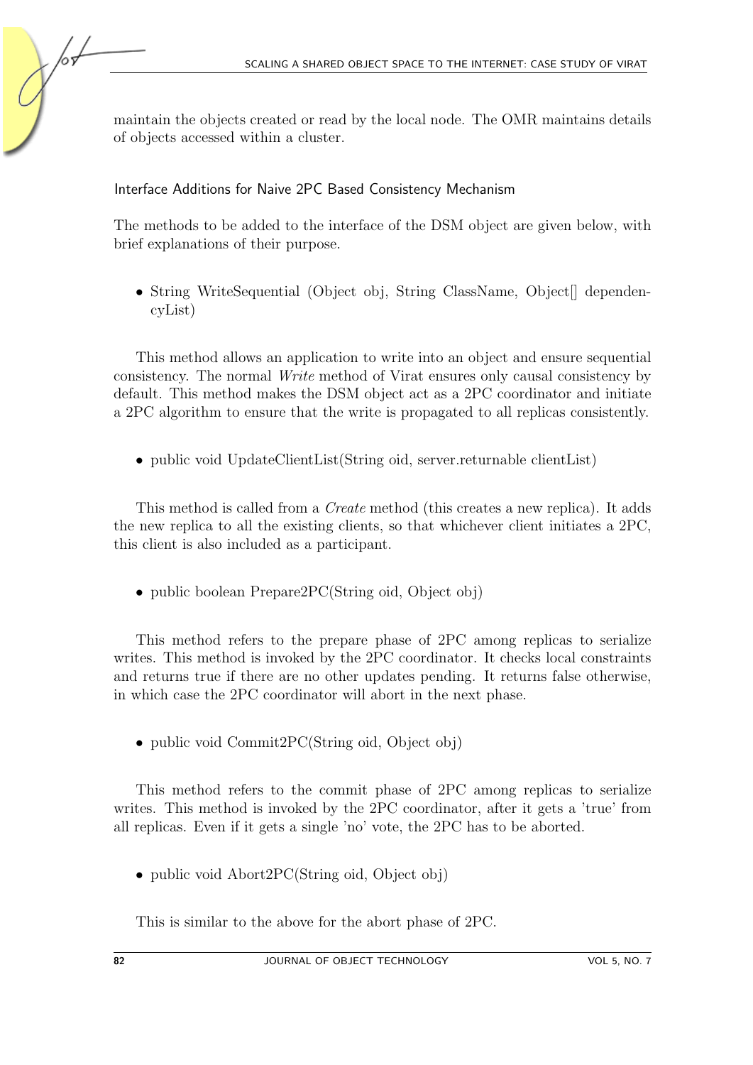maintain the objects created or read by the local node. The OMR maintains details of objects accessed within a cluster.

### Interface Additions for Naive 2PC Based Consistency Mechanism

The methods to be added to the interface of the DSM object are given below, with brief explanations of their purpose.

- String WriteSequential (Object obj, String ClassName, Object[] dependencyList)

This method allows an application to write into an object and ensure sequential consistency. The normal *Write* method of Virat ensures only causal consistency by default. This method makes the DSM object act as a 2PC coordinator and initiate a 2PC algorithm to ensure that the write is propagated to all replicas consistently.

- public void UpdateClientList(String oid, server.returnable clientList)

This method is called from a *Create* method (this creates a new replica). It adds the new replica to all the existing clients, so that whichever client initiates a 2PC, this client is also included as a participant.

- public boolean Prepare2PC(String oid, Object obj)

This method refers to the prepare phase of 2PC among replicas to serialize writes. This method is invoked by the 2PC coordinator. It checks local constraints and returns true if there are no other updates pending. It returns false otherwise, in which case the 2PC coordinator will abort in the next phase.

- public void Commit2PC(String oid, Object obj)

This method refers to the commit phase of 2PC among replicas to serialize writes. This method is invoked by the 2PC coordinator, after it gets a 'true' from all replicas. Even if it gets a single 'no' vote, the 2PC has to be aborted.

- public void Abort2PC(String oid, Object obj)

This is similar to the above for the abort phase of 2PC.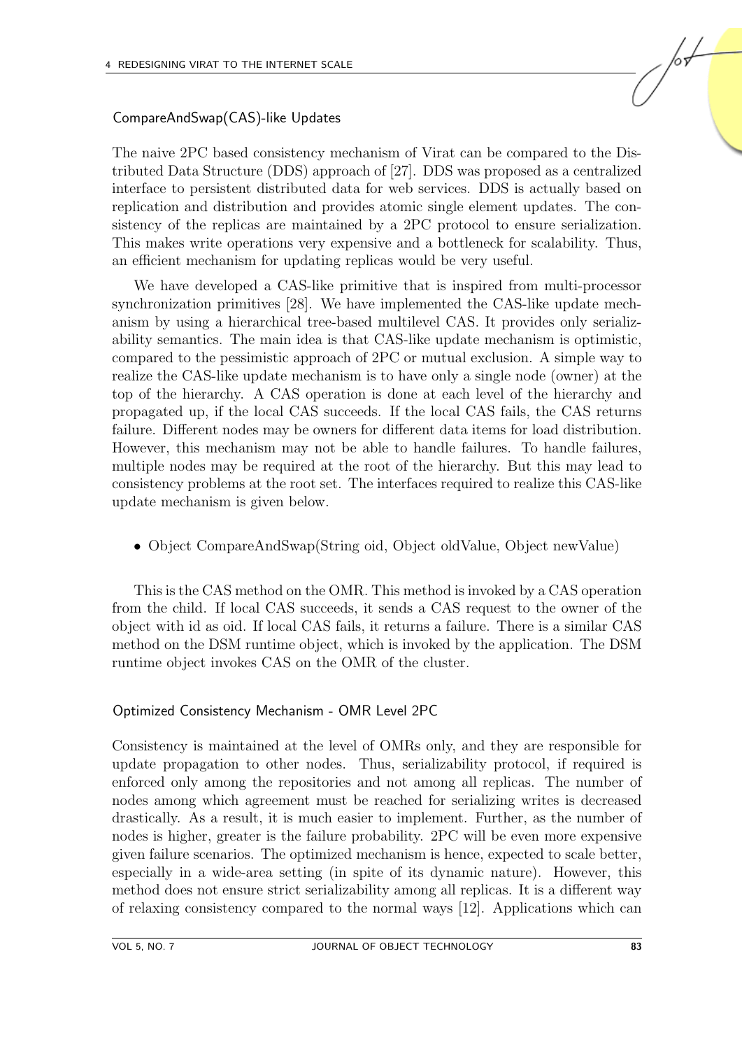### CompareAndSwap(CAS)-like Updates

The naive 2PC based consistency mechanism of Virat can be compared to the Distributed Data Structure (DDS) approach of [27]. DDS was proposed as a centralized interface to persistent distributed data for web services. DDS is actually based on replication and distribution and provides atomic single element updates. The consistency of the replicas are maintained by a 2PC protocol to ensure serialization. This makes write operations very expensive and a bottleneck for scalability. Thus, an efficient mechanism for updating replicas would be very useful.

We have developed a CAS-like primitive that is inspired from multi-processor synchronization primitives [28]. We have implemented the CAS-like update mechanism by using a hierarchical tree-based multilevel CAS. It provides only serializability semantics. The main idea is that CAS-like update mechanism is optimistic, compared to the pessimistic approach of 2PC or mutual exclusion. A simple way to realize the CAS-like update mechanism is to have only a single node (owner) at the top of the hierarchy. A CAS operation is done at each level of the hierarchy and propagated up, if the local CAS succeeds. If the local CAS fails, the CAS returns failure. Different nodes may be owners for different data items for load distribution. However, this mechanism may not be able to handle failures. To handle failures, multiple nodes may be required at the root of the hierarchy. But this may lead to consistency problems at the root set. The interfaces required to realize this CAS-like update mechanism is given below.

- Object CompareAndSwap(String oid, Object oldValue, Object newValue)

This is the CAS method on the OMR. This method is invoked by a CAS operation from the child. If local CAS succeeds, it sends a CAS request to the owner of the object with id as oid. If local CAS fails, it returns a failure. There is a similar CAS method on the DSM runtime object, which is invoked by the application. The DSM runtime object invokes CAS on the OMR of the cluster.

### Optimized Consistency Mechanism - OMR Level 2PC

Consistency is maintained at the level of OMRs only, and they are responsible for update propagation to other nodes. Thus, serializability protocol, if required is enforced only among the repositories and not among all replicas. The number of nodes among which agreement must be reached for serializing writes is decreased drastically. As a result, it is much easier to implement. Further, as the number of nodes is higher, greater is the failure probability. 2PC will be even more expensive given failure scenarios. The optimized mechanism is hence, expected to scale better, especially in a wide-area setting (in spite of its dynamic nature). However, this method does not ensure strict serializability among all replicas. It is a different way of relaxing consistency compared to the normal ways [12]. Applications which can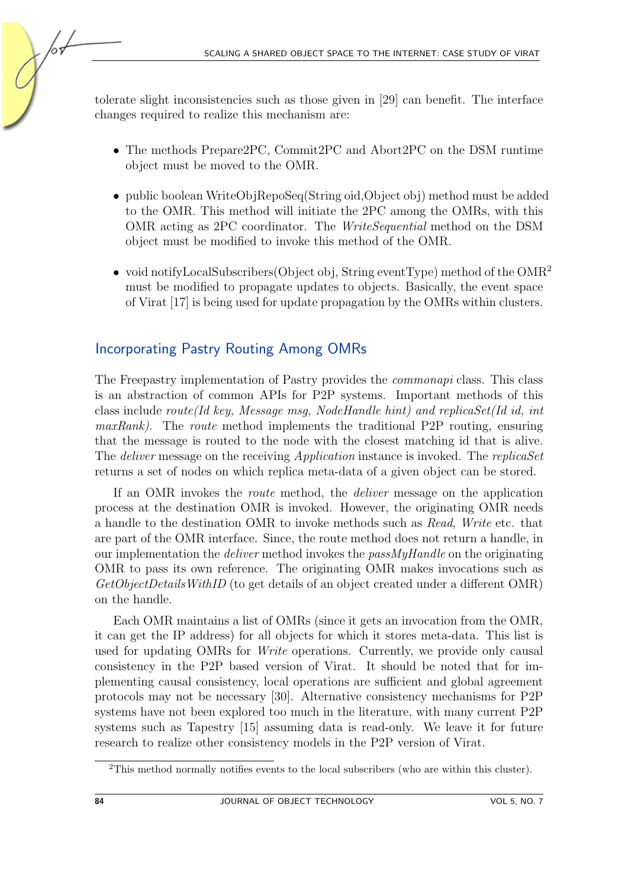tolerate slight inconsistencies such as those given in [29] can benefit. The interface changes required to realize this mechanism are:

- The methods Prepare2PC, Commit2PC and Abort2PC on the DSM runtime object must be moved to the OMR.
- public boolean WriteObjRepoSeq(String oid,Object obj) method must be added to the OMR. This method will initiate the 2PC among the OMRs, with this OMR acting as 2PC coordinator. The *WriteSequential* method on the DSM object must be modified to invoke this method of the OMR.
- void notifyLocalSubscribers(Object obj, String eventType) method of the OMR[2] must be modified to propagate updates to objects. Basically, the event space of Virat [17] is being used for update propagation by the OMRs within clusters.

## Incorporating Pastry Routing Among OMRs

The Freepastry implementation of Pastry provides the *commonapi* class. This class is an abstraction of common APIs for P2P systems. Important methods of this class include *route(Id key, Message msg, NodeHandle hint) and replicaSet(Id id, int maxRank)*. The *route* method implements the traditional P2P routing, ensuring that the message is routed to the node with the closest matching id that is alive. The *deliver* message on the receiving *Application* instance is invoked. The *replicaSet* returns a set of nodes on which replica meta-data of a given object can be stored.

If an OMR invokes the *route* method, the *deliver* message on the application process at the destination OMR is invoked. However, the originating OMR needs a handle to the destination OMR to invoke methods such as *Read*, *Write* etc. that are part of the OMR interface. Since, the route method does not return a handle, in our implementation the *deliver* method invokes the *passMyHandle* on the originating OMR to pass its own reference. The originating OMR makes invocations such as *GetObjectDetailsWithID* (to get details of an object created under a different OMR) on the handle.

Each OMR maintains a list of OMRs (since it gets an invocation from the OMR, it can get the IP address) for all objects for which it stores meta-data. This list is used for updating OMRs for *Write* operations. Currently, we provide only causal consistency in the P2P based version of Virat. It should be noted that for implementing causal consistency, local operations are sufficient and global agreement protocols may not be necessary [30]. Alternative consistency mechanisms for P2P systems have not been explored too much in the literature, with many current P2P systems such as Tapestry [15] assuming data is read-only. We leave it for future research to realize other consistency models in the P2P version of Virat.

[2]This method normally notifies events to the local subscribers (who are within this cluster).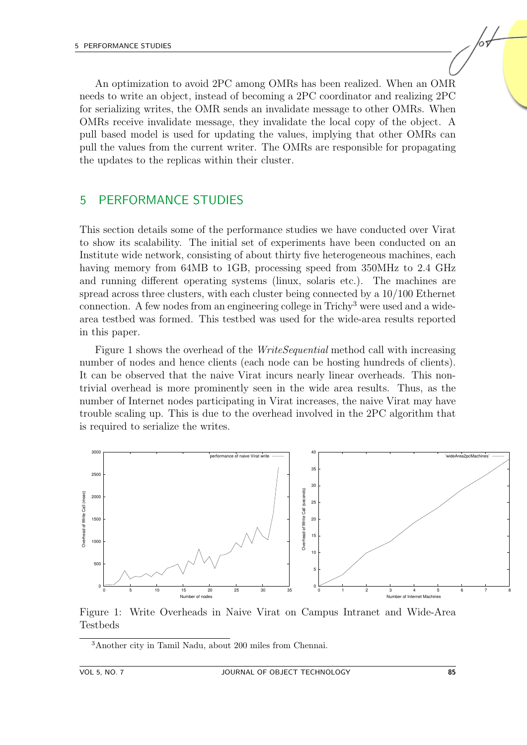An optimization to avoid 2PC among OMRs has been realized. When an OMR needs to write an object, instead of becoming a 2PC coordinator and realizing 2PC for serializing writes, the OMR sends an invalidate message to other OMRs. When OMRs receive invalidate message, they invalidate the local copy of the object. A pull based model is used for updating the values, implying that other OMRs can pull the values from the current writer. The OMRs are responsible for propagating the updates to the replicas within their cluster.

## 5 PERFORMANCE STUDIES

This section details some of the performance studies we have conducted over Virat to show its scalability. The initial set of experiments have been conducted on an Institute wide network, consisting of about thirty five heterogeneous machines, each having memory from 64MB to 1GB, processing speed from 350MHz to 2.4 GHz and running different operating systems (linux, solaris etc.). The machines are spread across three clusters, with each cluster being connected by a 10/100 Ethernet connection. A few nodes from an engineering college in Trichy[3] were used and a wide-area testbed was formed. This testbed was used for the wide-area results reported in this paper.

Figure 1 shows the overhead of the *WriteSequential* method call with increasing number of nodes and hence clients (each node can be hosting hundreds of clients). It can be observed that the naive Virat incurs nearly linear overheads. This non-trivial overhead is more prominently seen in the wide area results. Thus, as the number of Internet nodes participating in Virat increases, the naive Virat may have trouble scaling up. This is due to the overhead involved in the 2PC algorithm that is required to serialize the writes.

Figure 1: Write Overheads in Naive Virat on Campus Intranet and Wide-Area Testbeds

[3] Another city in Tamil Nadu, about 200 miles from Chennai.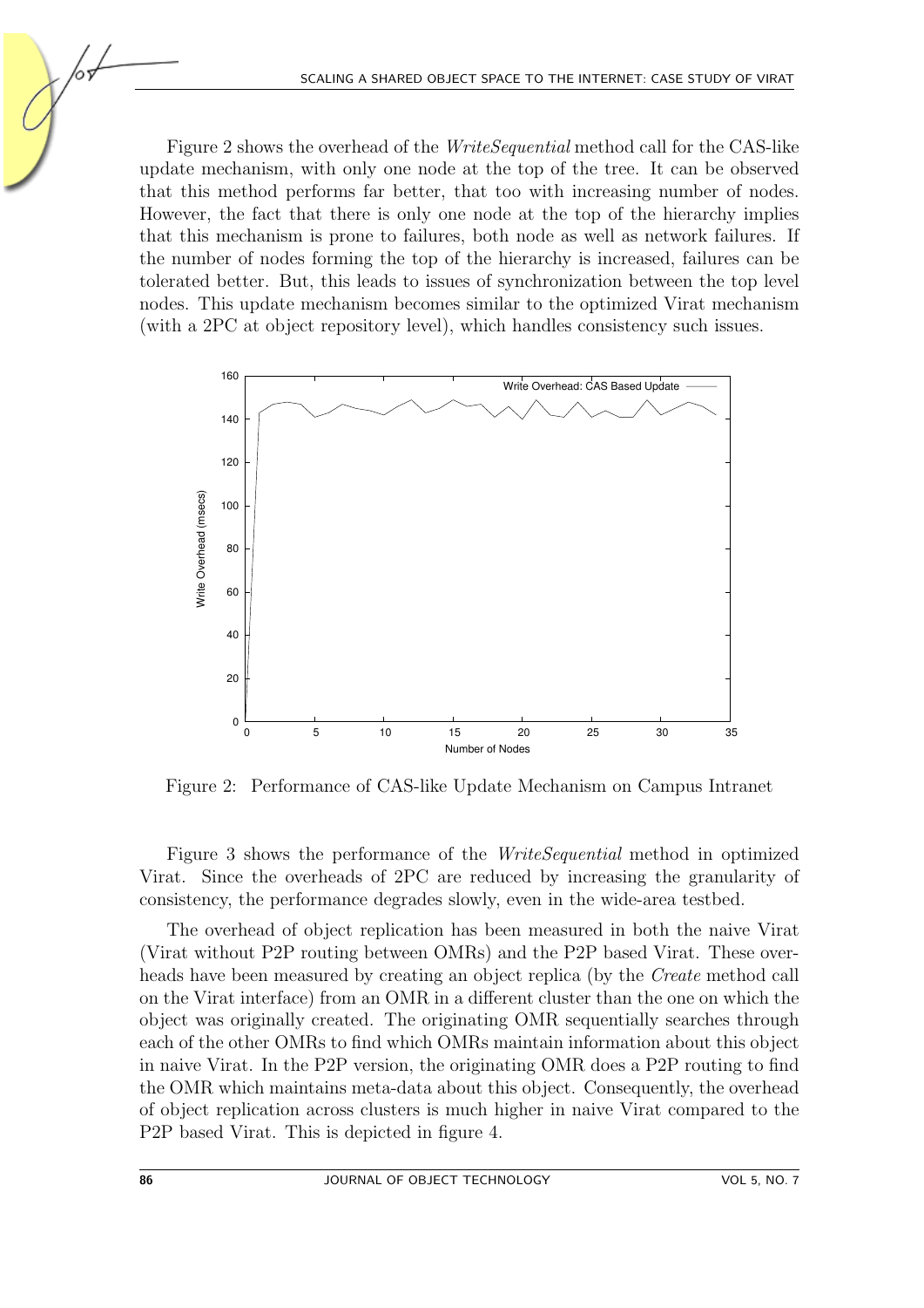Figure 2 shows the overhead of the *WriteSequential* method call for the CAS-like update mechanism, with only one node at the top of the tree. It can be observed that this method performs far better, that too with increasing number of nodes. However, the fact that there is only one node at the top of the hierarchy implies that this mechanism is prone to failures, both node as well as network failures. If the number of nodes forming the top of the hierarchy is increased, failures can be tolerated better. But, this leads to issues of synchronization between the top level nodes. This update mechanism becomes similar to the optimized Virat mechanism (with a 2PC at object repository level), which handles consistency such issues.

Figure 2: Performance of CAS-like Update Mechanism on Campus Intranet

Figure 3 shows the performance of the *WriteSequential* method in optimized Virat. Since the overheads of 2PC are reduced by increasing the granularity of consistency, the performance degrades slowly, even in the wide-area testbed.

The overhead of object replication has been measured in both the naive Virat (Virat without P2P routing between OMRs) and the P2P based Virat. These overheads have been measured by creating an object replica (by the *Create* method call on the Virat interface) from an OMR in a different cluster than the one on which the object was originally created. The originating OMR sequentially searches through each of the other OMRs to find which OMRs maintain information about this object in naive Virat. In the P2P version, the originating OMR does a P2P routing to find the OMR which maintains meta-data about this object. Consequently, the overhead of object replication across clusters is much higher in naive Virat compared to the P2P based Virat. This is depicted in figure 4.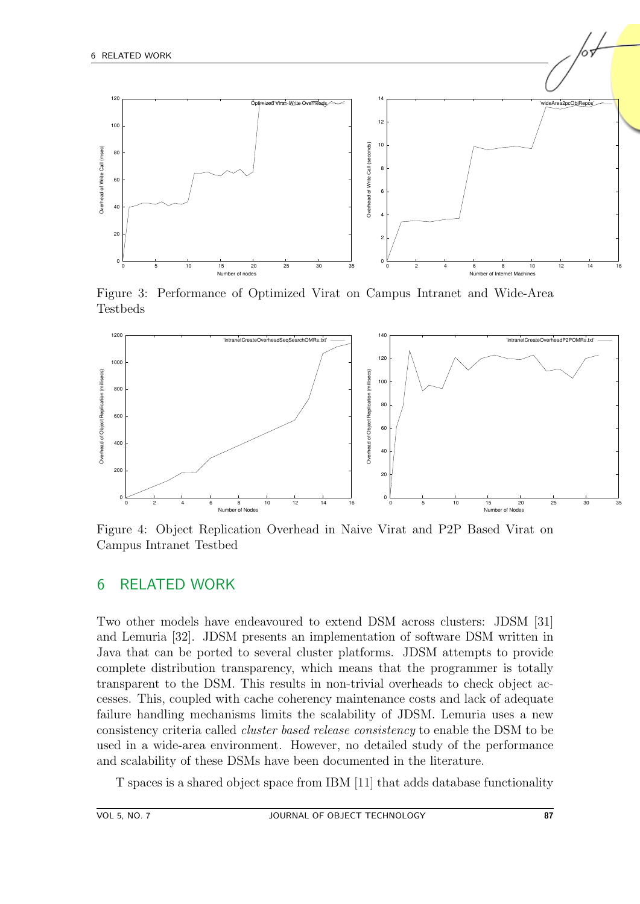Figure 3: Performance of Optimized Virat on Campus Intranet and Wide-Area Testbeds

Figure 4: Object Replication Overhead in Naive Virat and P2P Based Virat on Campus Intranet Testbed

# 6 RELATED WORK

Two other models have endeavoured to extend DSM across clusters: JDSM [31] and Lemuria [32]. JDSM presents an implementation of software DSM written in Java that can be ported to several cluster platforms. JDSM attempts to provide complete distribution transparency, which means that the programmer is totally transparent to the DSM. This results in non-trivial overheads to check object accesses. This, coupled with cache coherency maintenance costs and lack of adequate failure handling mechanisms limits the scalability of JDSM. Lemuria uses a new consistency criteria called *cluster based release consistency* to enable the DSM to be used in a wide-area environment. However, no detailed study of the performance and scalability of these DSMs have been documented in the literature.

T spaces is a shared object space from IBM [11] that adds database functionality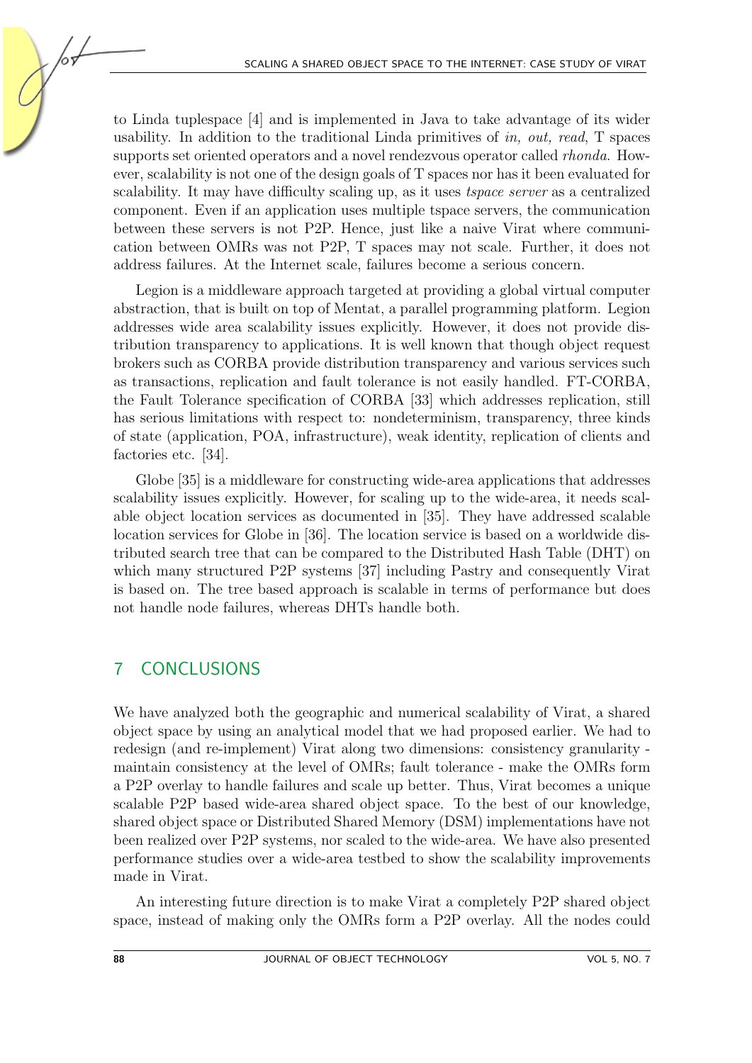to Linda tuplespace [4] and is implemented in Java to take advantage of its wider usability. In addition to the traditional Linda primitives of *in, out, read*, T spaces supports set oriented operators and a novel rendezvous operator called *rhonda*. However, scalability is not one of the design goals of T spaces nor has it been evaluated for scalability. It may have difficulty scaling up, as it uses *tspace server* as a centralized component. Even if an application uses multiple tspace servers, the communication between these servers is not P2P. Hence, just like a naive Virat where communication between OMRs was not P2P, T spaces may not scale. Further, it does not address failures. At the Internet scale, failures become a serious concern.

Legion is a middleware approach targeted at providing a global virtual computer abstraction, that is built on top of Mentat, a parallel programming platform. Legion addresses wide area scalability issues explicitly. However, it does not provide distribution transparency to applications. It is well known that though object request brokers such as CORBA provide distribution transparency and various services such as transactions, replication and fault tolerance is not easily handled. FT-CORBA, the Fault Tolerance specification of CORBA [33] which addresses replication, still has serious limitations with respect to: nondeterminism, transparency, three kinds of state (application, POA, infrastructure), weak identity, replication of clients and factories etc. [34].

Globe [35] is a middleware for constructing wide-area applications that addresses scalability issues explicitly. However, for scaling up to the wide-area, it needs scalable object location services as documented in [35]. They have addressed scalable location services for Globe in [36]. The location service is based on a worldwide distributed search tree that can be compared to the Distributed Hash Table (DHT) on which many structured P2P systems [37] including Pastry and consequently Virat is based on. The tree based approach is scalable in terms of performance but does not handle node failures, whereas DHTs handle both.

## 7 CONCLUSIONS

We have analyzed both the geographic and numerical scalability of Virat, a shared object space by using an analytical model that we had proposed earlier. We had to redesign (and re-implement) Virat along two dimensions: consistency granularity - maintain consistency at the level of OMRs; fault tolerance - make the OMRs form a P2P overlay to handle failures and scale up better. Thus, Virat becomes a unique scalable P2P based wide-area shared object space. To the best of our knowledge, shared object space or Distributed Shared Memory (DSM) implementations have not been realized over P2P systems, nor scaled to the wide-area. We have also presented performance studies over a wide-area testbed to show the scalability improvements made in Virat.

An interesting future direction is to make Virat a completely P2P shared object space, instead of making only the OMRs form a P2P overlay. All the nodes could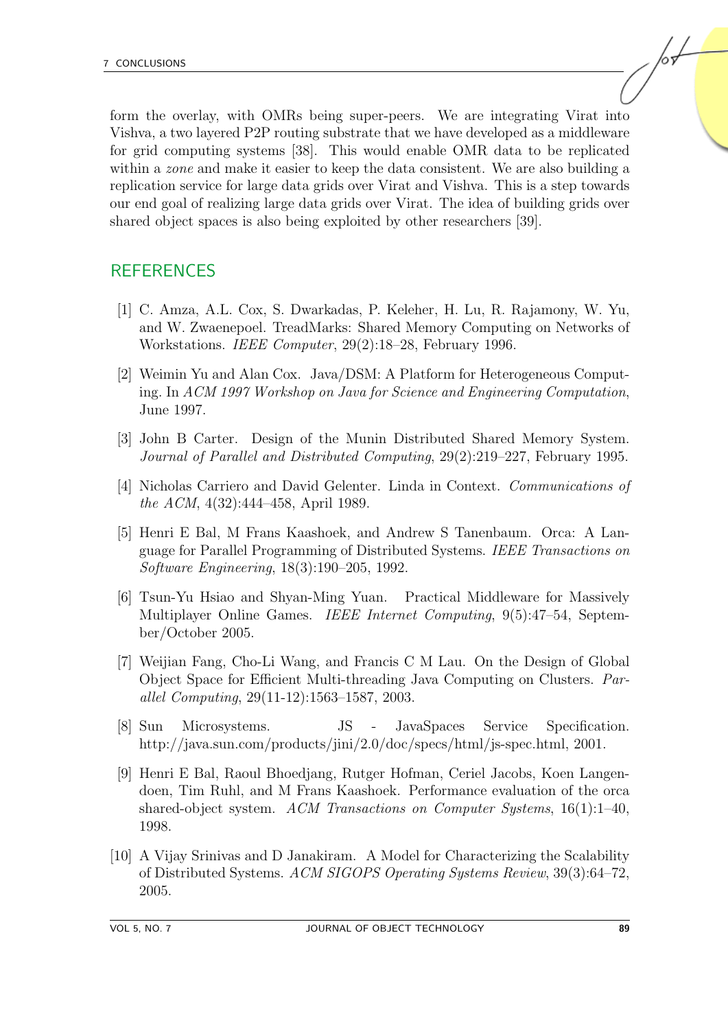form the overlay, with OMRs being super-peers. We are integrating Virat into Vishva, a two layered P2P routing substrate that we have developed as a middleware for grid computing systems [38]. This would enable OMR data to be replicated within a *zone* and make it easier to keep the data consistent. We are also building a replication service for large data grids over Virat and Vishva. This is a step towards our end goal of realizing large data grids over Virat. The idea of building grids over shared object spaces is also being exploited by other researchers [39].

## REFERENCES

[1] C. Amza, A.L. Cox, S. Dwarkadas, P. Keleher, H. Lu, R. Rajamony, W. Yu, and W. Zwaenepoel. TreadMarks: Shared Memory Computing on Networks of Workstations. *IEEE Computer*, 29(2):18–28, February 1996.

[2] Weimin Yu and Alan Cox. Java/DSM: A Platform for Heterogeneous Computing. In *ACM 1997 Workshop on Java for Science and Engineering Computation*, June 1997.

[3] John B Carter. Design of the Munin Distributed Shared Memory System. *Journal of Parallel and Distributed Computing*, 29(2):219–227, February 1995.

[4] Nicholas Carriero and David Gelenter. Linda in Context. *Communications of the ACM*, 4(32):444–458, April 1989.

[5] Henri E Bal, M Frans Kaashoek, and Andrew S Tanenbaum. Orca: A Language for Parallel Programming of Distributed Systems. *IEEE Transactions on Software Engineering*, 18(3):190–205, 1992.

[6] Tsun-Yu Hsiao and Shyan-Ming Yuan. Practical Middleware for Massively Multiplayer Online Games. *IEEE Internet Computing*, 9(5):47–54, September/October 2005.

[7] Weijian Fang, Cho-Li Wang, and Francis C M Lau. On the Design of Global Object Space for Efficient Multi-threading Java Computing on Clusters. *Parallel Computing*, 29(11-12):1563–1587, 2003.

[8] Sun Microsystems. JS - JavaSpaces Service Specification. http://java.sun.com/products/jini/2.0/doc/specs/html/js-spec.html, 2001.

[9] Henri E Bal, Raoul Bhoedjang, Rutger Hofman, Ceriel Jacobs, Koen Langendoen, Tim Ruhl, and M Frans Kaashoek. Performance evaluation of the orca shared-object system. *ACM Transactions on Computer Systems*, 16(1):1–40, 1998.

[10] A Vijay Srinivas and D Janakiram. A Model for Characterizing the Scalability of Distributed Systems. *ACM SIGOPS Operating Systems Review*, 39(3):64–72, 2005.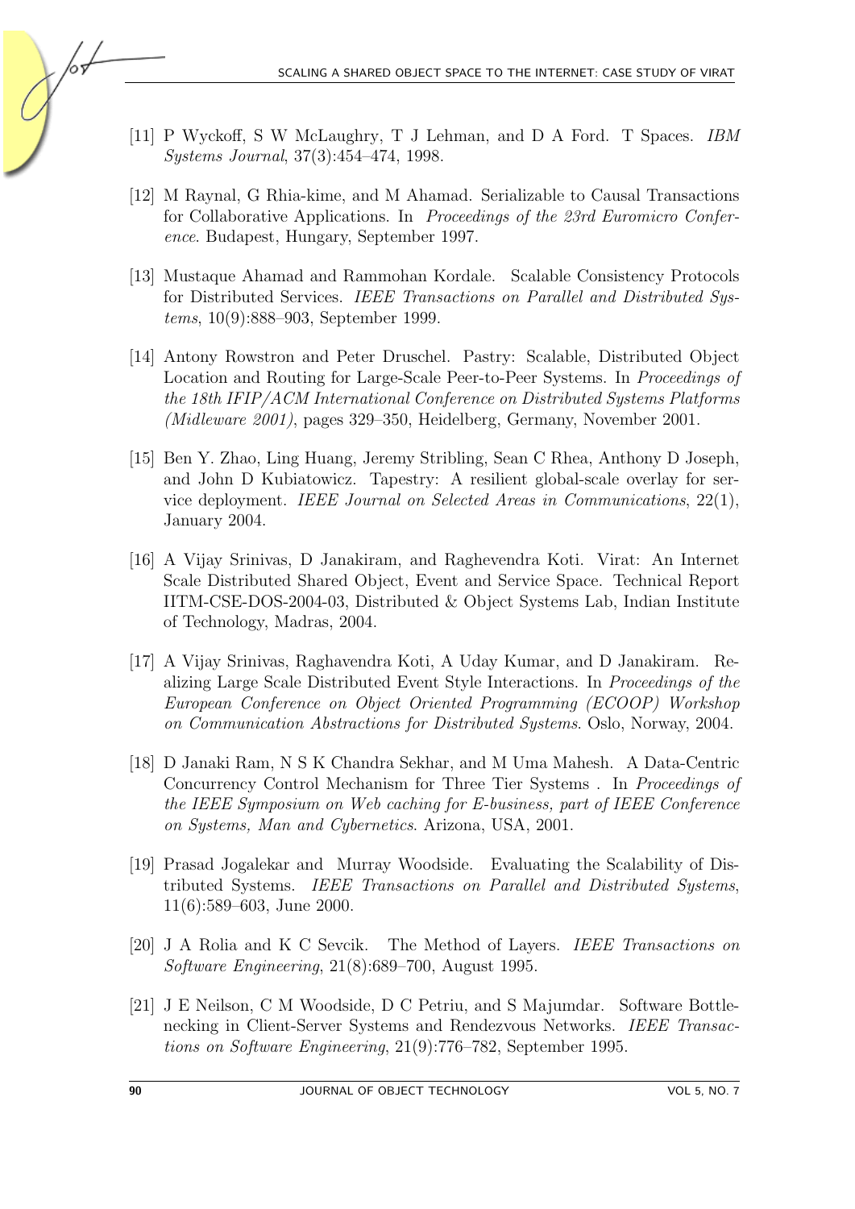[11] P Wyckoff, S W McLaughry, T J Lehman, and D A Ford. T Spaces. *IBM Systems Journal*, 37(3):454–474, 1998.

[12] M Raynal, G Rhia-kime, and M Ahamad. Serializable to Causal Transactions for Collaborative Applications. In *Proceedings of the 23rd Euromicro Conference*. Budapest, Hungary, September 1997.

[13] Mustaque Ahamad and Rammohan Kordale. Scalable Consistency Protocols for Distributed Services. *IEEE Transactions on Parallel and Distributed Systems*, 10(9):888–903, September 1999.

[14] Antony Rowstron and Peter Druschel. Pastry: Scalable, Distributed Object Location and Routing for Large-Scale Peer-to-Peer Systems. In *Proceedings of the 18th IFIP/ACM International Conference on Distributed Systems Platforms (Midleware 2001)*, pages 329–350, Heidelberg, Germany, November 2001.

[15] Ben Y. Zhao, Ling Huang, Jeremy Stribling, Sean C Rhea, Anthony D Joseph, and John D Kubiatowicz. Tapestry: A resilient global-scale overlay for service deployment. *IEEE Journal on Selected Areas in Communications*, 22(1), January 2004.

[16] A Vijay Srinivas, D Janakiram, and Raghevendra Koti. Virat: An Internet Scale Distributed Shared Object, Event and Service Space. Technical Report IITM-CSE-DOS-2004-03, Distributed & Object Systems Lab, Indian Institute of Technology, Madras, 2004.

[17] A Vijay Srinivas, Raghavendra Koti, A Uday Kumar, and D Janakiram. Realizing Large Scale Distributed Event Style Interactions. In *Proceedings of the European Conference on Object Oriented Programming (ECOOP) Workshop on Communication Abstractions for Distributed Systems*. Oslo, Norway, 2004.

[18] D Janaki Ram, N S K Chandra Sekhar, and M Uma Mahesh. A Data-Centric Concurrency Control Mechanism for Three Tier Systems . In *Proceedings of the IEEE Symposium on Web caching for E-business, part of IEEE Conference on Systems, Man and Cybernetics*. Arizona, USA, 2001.

[19] Prasad Jogalekar and Murray Woodside. Evaluating the Scalability of Distributed Systems. *IEEE Transactions on Parallel and Distributed Systems*, 11(6):589–603, June 2000.

[20] J A Rolia and K C Sevcik. The Method of Layers. *IEEE Transactions on Software Engineering*, 21(8):689–700, August 1995.

[21] J E Neilson, C M Woodside, D C Petriu, and S Majumdar. Software Bottlenecking in Client-Server Systems and Rendezvous Networks. *IEEE Transactions on Software Engineering*, 21(9):776–782, September 1995.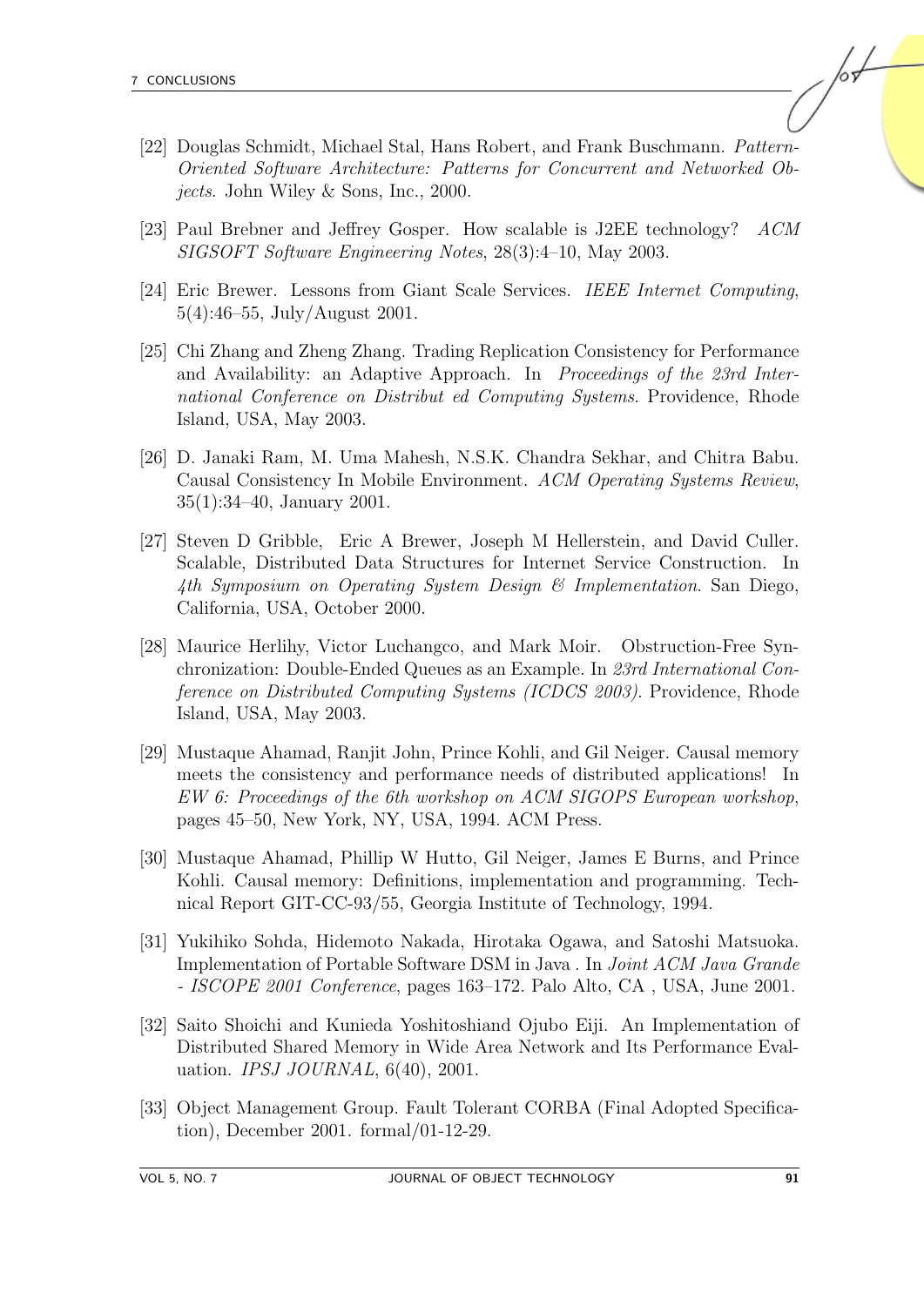[22] Douglas Schmidt, Michael Stal, Hans Robert, and Frank Buschmann. *Pattern-Oriented Software Architecture: Patterns for Concurrent and Networked Objects*. John Wiley & Sons, Inc., 2000.

[23] Paul Brebner and Jeffrey Gosper. How scalable is J2EE technology? *ACM SIGSOFT Software Engineering Notes*, 28(3):4–10, May 2003.

[24] Eric Brewer. Lessons from Giant Scale Services. *IEEE Internet Computing*, 5(4):46–55, July/August 2001.

[25] Chi Zhang and Zheng Zhang. Trading Replication Consistency for Performance and Availability: an Adaptive Approach. In *Proceedings of the 23rd International Conference on Distribut ed Computing Systems*. Providence, Rhode Island, USA, May 2003.

[26] D. Janaki Ram, M. Uma Mahesh, N.S.K. Chandra Sekhar, and Chitra Babu. Causal Consistency In Mobile Environment. *ACM Operating Systems Review*, 35(1):34–40, January 2001.

[27] Steven D Gribble, Eric A Brewer, Joseph M Hellerstein, and David Culler. Scalable, Distributed Data Structures for Internet Service Construction. In *4th Symposium on Operating System Design & Implementation*. San Diego, California, USA, October 2000.

[28] Maurice Herlihy, Victor Luchangco, and Mark Moir. Obstruction-Free Synchronization: Double-Ended Queues as an Example. In *23rd International Conference on Distributed Computing Systems (ICDCS 2003)*. Providence, Rhode Island, USA, May 2003.

[29] Mustaque Ahamad, Ranjit John, Prince Kohli, and Gil Neiger. Causal memory meets the consistency and performance needs of distributed applications! In *EW 6: Proceedings of the 6th workshop on ACM SIGOPS European workshop*, pages 45–50, New York, NY, USA, 1994. ACM Press.

[30] Mustaque Ahamad, Phillip W Hutto, Gil Neiger, James E Burns, and Prince Kohli. Causal memory: Definitions, implementation and programming. Technical Report GIT-CC-93/55, Georgia Institute of Technology, 1994.

[31] Yukihiko Sohda, Hidemoto Nakada, Hirotaka Ogawa, and Satoshi Matsuoka. Implementation of Portable Software DSM in Java . In *Joint ACM Java Grande - ISCOPE 2001 Conference*, pages 163–172. Palo Alto, CA , USA, June 2001.

[32] Saito Shoichi and Kunieda Yoshitoshiand Ojubo Eiji. An Implementation of Distributed Shared Memory in Wide Area Network and Its Performance Evaluation. *IPSJ JOURNAL*, 6(40), 2001.

[33] Object Management Group. Fault Tolerant CORBA (Final Adopted Specification), December 2001. formal/01-12-29.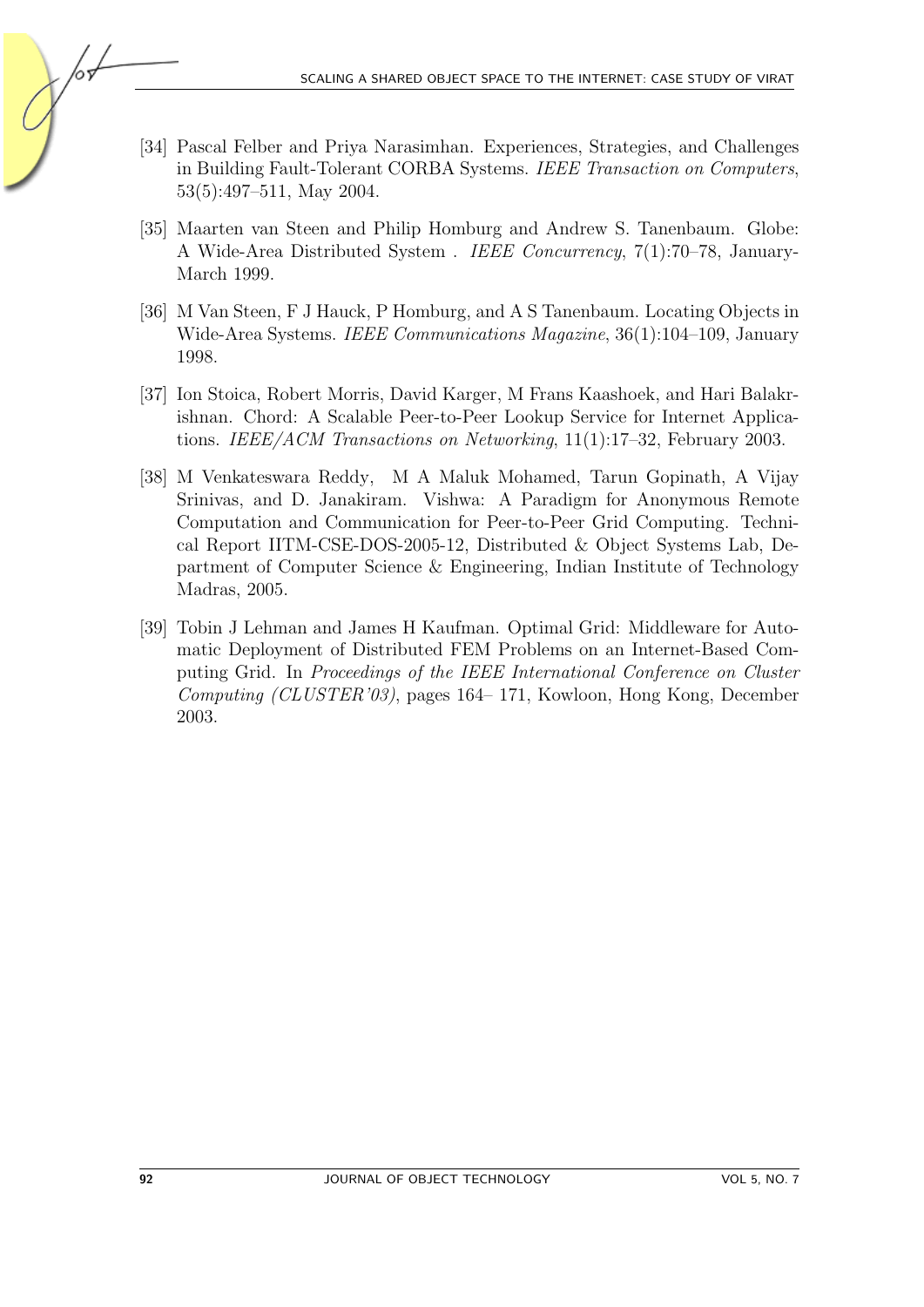[34] Pascal Felber and Priya Narasimhan. Experiences, Strategies, and Challenges in Building Fault-Tolerant CORBA Systems. *IEEE Transaction on Computers*, 53(5):497–511, May 2004.

[35] Maarten van Steen and Philip Homburg and Andrew S. Tanenbaum. Globe: A Wide-Area Distributed System . *IEEE Concurrency*, 7(1):70–78, January-March 1999.

[36] M Van Steen, F J Hauck, P Homburg, and A S Tanenbaum. Locating Objects in Wide-Area Systems. *IEEE Communications Magazine*, 36(1):104–109, January 1998.

[37] Ion Stoica, Robert Morris, David Karger, M Frans Kaashoek, and Hari Balakrishnan. Chord: A Scalable Peer-to-Peer Lookup Service for Internet Applications. *IEEE/ACM Transactions on Networking*, 11(1):17–32, February 2003.

[38] M Venkateswara Reddy, M A Maluk Mohamed, Tarun Gopinath, A Vijay Srinivas, and D. Janakiram. Vishwa: A Paradigm for Anonymous Remote Computation and Communication for Peer-to-Peer Grid Computing. Technical Report IITM-CSE-DOS-2005-12, Distributed & Object Systems Lab, Department of Computer Science & Engineering, Indian Institute of Technology Madras, 2005.

[39] Tobin J Lehman and James H Kaufman. Optimal Grid: Middleware for Automatic Deployment of Distributed FEM Problems on an Internet-Based Computing Grid. In *Proceedings of the IEEE International Conference on Cluster Computing (CLUSTER'03)*, pages 164– 171, Kowloon, Hong Kong, December 2003.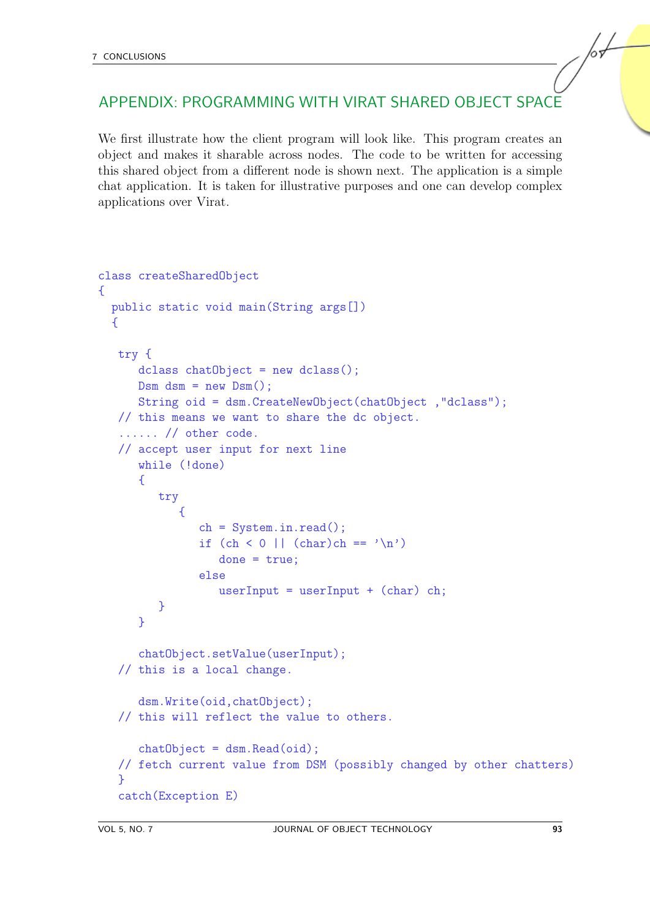## APPENDIX: PROGRAMMING WITH VIRAT SHARED OBJECT SPACE

We first illustrate how the client program will look like. This program creates an object and makes it sharable across nodes. The code to be written for accessing this shared object from a different node is shown next. The application is a simple chat application. It is taken for illustrative purposes and one can develop complex applications over Virat.

```
class createSharedObject
{
  public static void main(String args[])
  {

   try {
      dclass chatObject = new dclass();
      Dsm dsm = new Dsm();
      String oid = dsm.CreateNewObject(chatObject ,"dclass");
   // this means we want to share the dc object.
   ...... // other code.
   // accept user input for next line
      while (!done)
      {
         try
            {
               ch = System.in.read();
               if (ch < 0 || (char)ch == '\n')
                  done = true;
               else
                  userInput = userInput + (char) ch;
         }
      }

      chatObject.setValue(userInput);
   // this is a local change.

      dsm.Write(oid,chatObject);
   // this will reflect the value to others.

      chatObject = dsm.Read(oid);
   // fetch current value from DSM (possibly changed by other chatters)
   }
   catch(Exception E)
```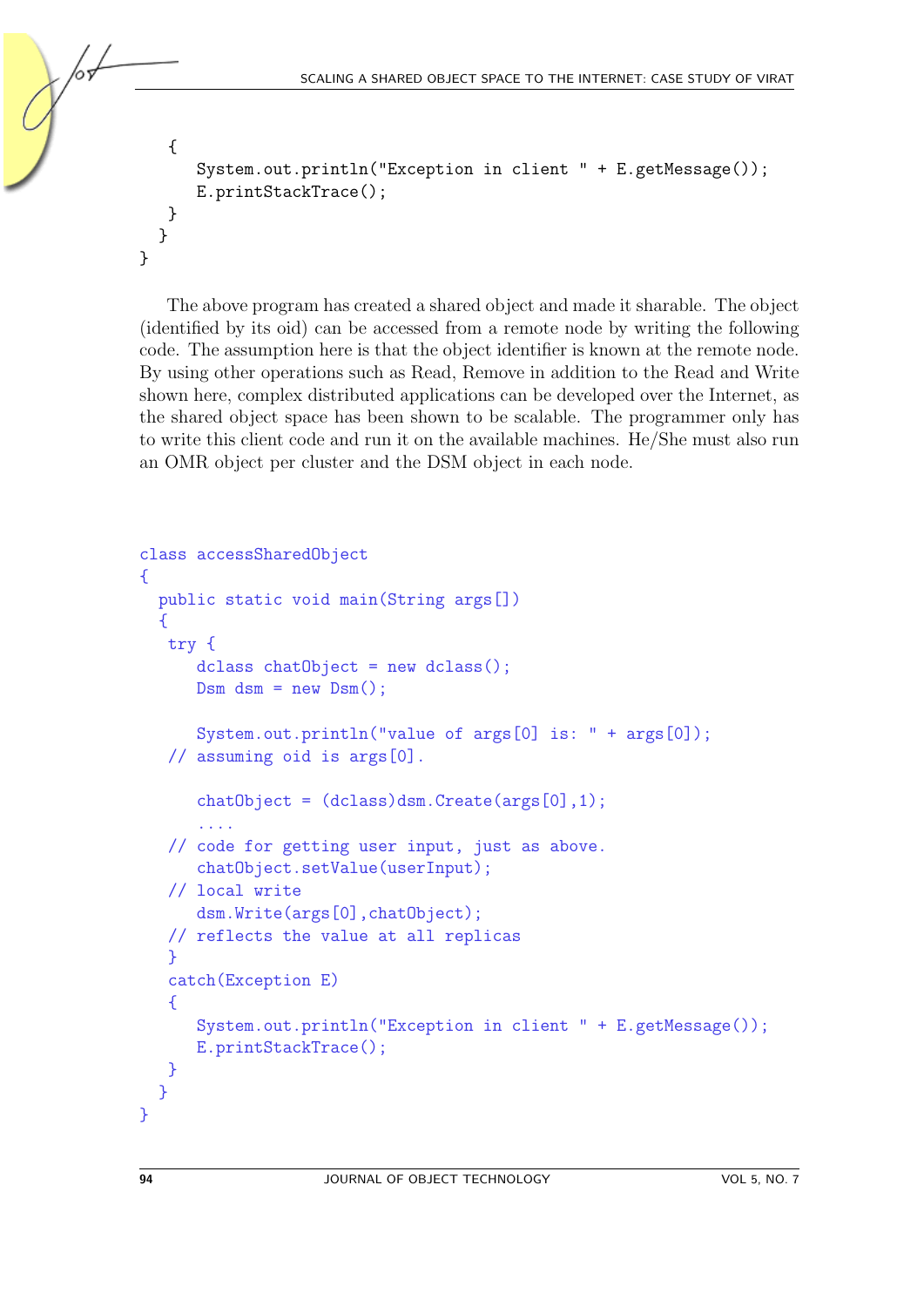```
    {
       System.out.println("Exception in client " + E.getMessage());
       E.printStackTrace();
    }
   }
}
```

The above program has created a shared object and made it sharable. The object (identified by its oid) can be accessed from a remote node by writing the following code. The assumption here is that the object identifier is known at the remote node. By using other operations such as Read, Remove in addition to the Read and Write shown here, complex distributed applications can be developed over the Internet, as the shared object space has been shown to be scalable. The programmer only has to write this client code and run it on the available machines. He/She must also run an OMR object per cluster and the DSM object in each node.

```
class accessSharedObject
{
  public static void main(String args[])
  {
   try {
      dclass chatObject = new dclass();
      Dsm dsm = new Dsm();

      System.out.println("value of args[0] is: " + args[0]);
   // assuming oid is args[0].

      chatObject = (dclass)dsm.Create(args[0],1);
      ....
   // code for getting user input, just as above.
      chatObject.setValue(userInput);
   // local write
      dsm.Write(args[0],chatObject);
   // reflects the value at all replicas
   }
   catch(Exception E)
   {
      System.out.println("Exception in client " + E.getMessage());
      E.printStackTrace();
   }
  }
}
```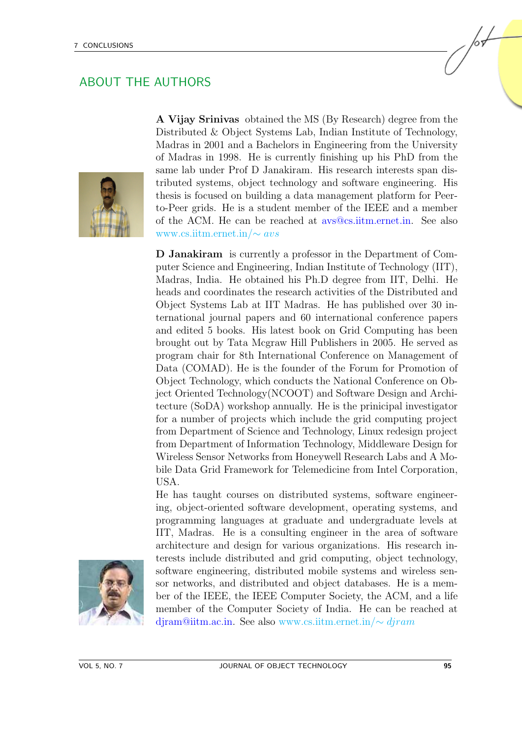## ABOUT THE AUTHORS

**A Vijay Srinivas** obtained the MS (By Research) degree from the Distributed & Object Systems Lab, Indian Institute of Technology, Madras in 2001 and a Bachelors in Engineering from the University of Madras in 1998. He is currently finishing up his PhD from the same lab under Prof D Janakiram. His research interests span distributed systems, object technology and software engineering. His thesis is focused on building a data management platform for Peer-to-Peer grids. He is a student member of the IEEE and a member of the ACM. He can be reached at avs@cs.iitm.ernet.in. See also www.cs.iitm.ernet.in/∼ *avs*

**D Janakiram** is currently a professor in the Department of Computer Science and Engineering, Indian Institute of Technology (IIT), Madras, India. He obtained his Ph.D degree from IIT, Delhi. He heads and coordinates the research activities of the Distributed and Object Systems Lab at IIT Madras. He has published over 30 international journal papers and 60 international conference papers and edited 5 books. His latest book on Grid Computing has been brought out by Tata Mcgraw Hill Publishers in 2005. He served as program chair for 8th International Conference on Management of Data (COMAD). He is the founder of the Forum for Promotion of Object Technology, which conducts the National Conference on Object Oriented Technology(NCOOT) and Software Design and Architecture (SoDA) workshop annually. He is the prinicipal investigator for a number of projects which include the grid computing project from Department of Science and Technology, Linux redesign project from Department of Information Technology, Middleware Design for Wireless Sensor Networks from Honeywell Research Labs and A Mobile Data Grid Framework for Telemedicine from Intel Corporation, USA.

He has taught courses on distributed systems, software engineering, object-oriented software development, operating systems, and programming languages at graduate and undergraduate levels at IIT, Madras. He is a consulting engineer in the area of software architecture and design for various organizations. His research interests include distributed and grid computing, object technology, software engineering, distributed mobile systems and wireless sensor networks, and distributed and object databases. He is a member of the IEEE, the IEEE Computer Society, the ACM, and a life member of the Computer Society of India. He can be reached at djram@iitm.ac.in. See also www.cs.iitm.ernet.in/∼ *djram*